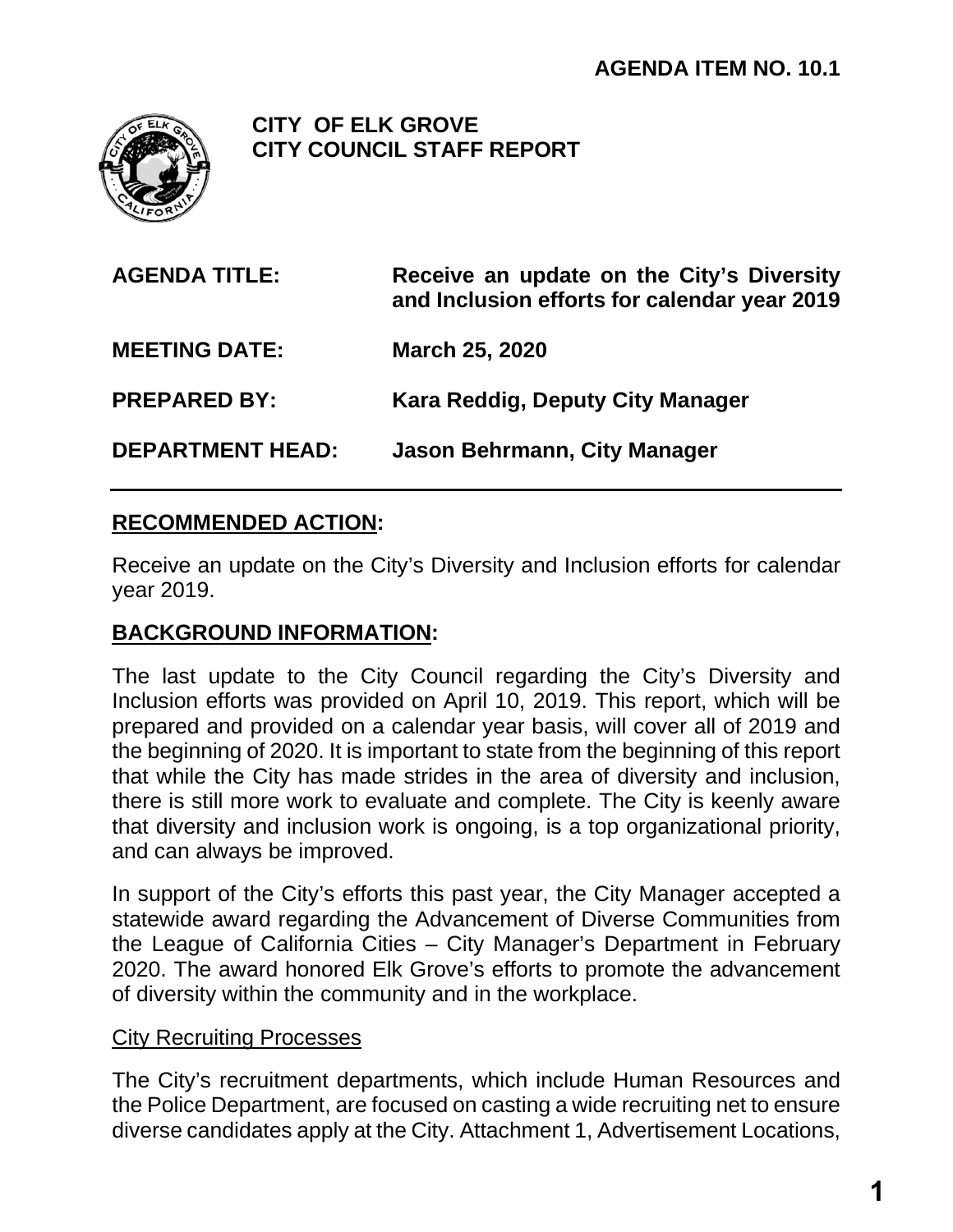**AGENDA ITEM NO. 10.1**

**CITY OF ELK GROVE**
**CITY COUNCIL STAFF REPORT**

| | |
|---|---|
| **AGENDA TITLE:** | **Receive an update on the City's Diversity and Inclusion efforts for calendar year 2019** |
| **MEETING DATE:** | **March 25, 2020** |
| **PREPARED BY:** | **Kara Reddig, Deputy City Manager** |
| **DEPARTMENT HEAD:** | **Jason Behrmann, City Manager** |

---

## RECOMMENDED ACTION:

Receive an update on the City's Diversity and Inclusion efforts for calendar year 2019.

## BACKGROUND INFORMATION:

The last update to the City Council regarding the City's Diversity and Inclusion efforts was provided on April 10, 2019. This report, which will be prepared and provided on a calendar year basis, will cover all of 2019 and the beginning of 2020. It is important to state from the beginning of this report that while the City has made strides in the area of diversity and inclusion, there is still more work to evaluate and complete. The City is keenly aware that diversity and inclusion work is ongoing, is a top organizational priority, and can always be improved.

In support of the City's efforts this past year, the City Manager accepted a statewide award regarding the Advancement of Diverse Communities from the League of California Cities – City Manager's Department in February 2020. The award honored Elk Grove's efforts to promote the advancement of diversity within the community and in the workplace.

### City Recruiting Processes

The City's recruitment departments, which include Human Resources and the Police Department, are focused on casting a wide recruiting net to ensure diverse candidates apply at the City. Attachment 1, Advertisement Locations,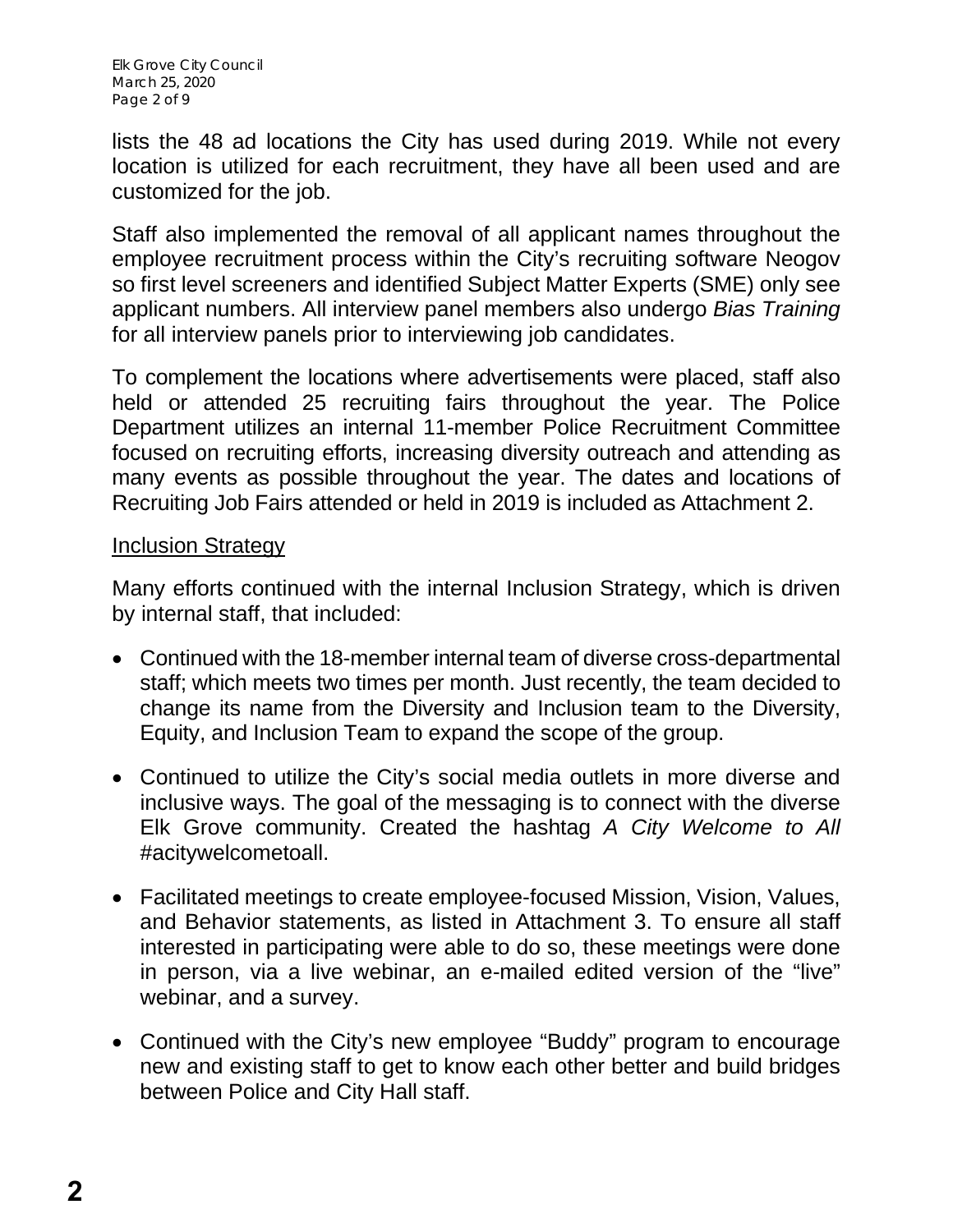lists the 48 ad locations the City has used during 2019. While not every location is utilized for each recruitment, they have all been used and are customized for the job.

Staff also implemented the removal of all applicant names throughout the employee recruitment process within the City's recruiting software Neogov so first level screeners and identified Subject Matter Experts (SME) only see applicant numbers. All interview panel members also undergo *Bias Training* for all interview panels prior to interviewing job candidates.

To complement the locations where advertisements were placed, staff also held or attended 25 recruiting fairs throughout the year. The Police Department utilizes an internal 11-member Police Recruitment Committee focused on recruiting efforts, increasing diversity outreach and attending as many events as possible throughout the year. The dates and locations of Recruiting Job Fairs attended or held in 2019 is included as Attachment 2.

## Inclusion Strategy

Many efforts continued with the internal Inclusion Strategy, which is driven by internal staff, that included:

- Continued with the 18-member internal team of diverse cross-departmental staff; which meets two times per month. Just recently, the team decided to change its name from the Diversity and Inclusion team to the Diversity, Equity, and Inclusion Team to expand the scope of the group.
- Continued to utilize the City's social media outlets in more diverse and inclusive ways. The goal of the messaging is to connect with the diverse Elk Grove community. Created the hashtag *A City Welcome to All* #acitywelcometoall.
- Facilitated meetings to create employee-focused Mission, Vision, Values, and Behavior statements, as listed in Attachment 3. To ensure all staff interested in participating were able to do so, these meetings were done in person, via a live webinar, an e-mailed edited version of the "live" webinar, and a survey.
- Continued with the City's new employee "Buddy" program to encourage new and existing staff to get to know each other better and build bridges between Police and City Hall staff.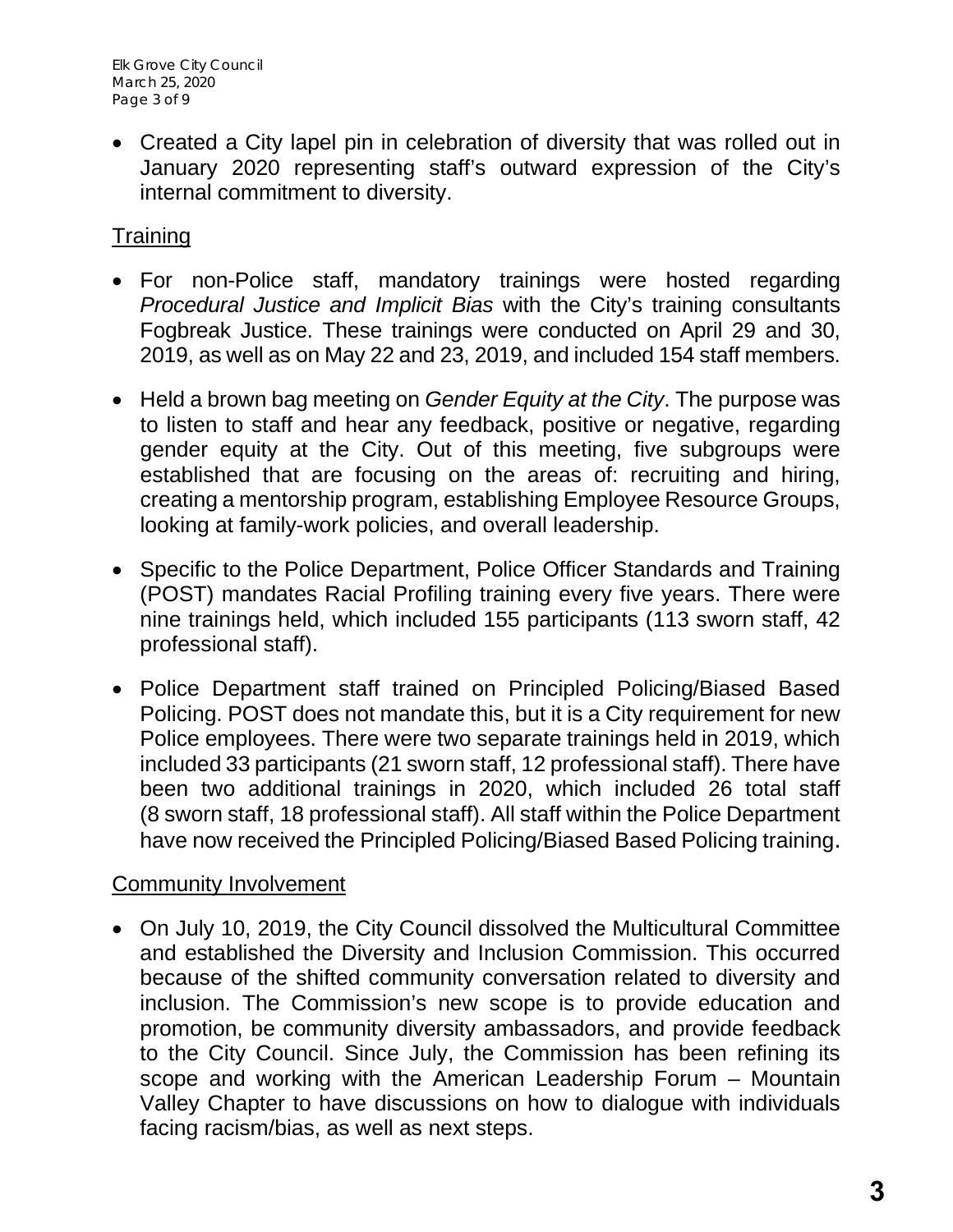- Created a City lapel pin in celebration of diversity that was rolled out in January 2020 representing staff's outward expression of the City's internal commitment to diversity.

## Training

- For non-Police staff, mandatory trainings were hosted regarding *Procedural Justice and Implicit Bias* with the City's training consultants Fogbreak Justice. These trainings were conducted on April 29 and 30, 2019, as well as on May 22 and 23, 2019, and included 154 staff members.
- Held a brown bag meeting on *Gender Equity at the City*. The purpose was to listen to staff and hear any feedback, positive or negative, regarding gender equity at the City. Out of this meeting, five subgroups were established that are focusing on the areas of: recruiting and hiring, creating a mentorship program, establishing Employee Resource Groups, looking at family-work policies, and overall leadership.
- Specific to the Police Department, Police Officer Standards and Training (POST) mandates Racial Profiling training every five years. There were nine trainings held, which included 155 participants (113 sworn staff, 42 professional staff).
- Police Department staff trained on Principled Policing/Biased Based Policing. POST does not mandate this, but it is a City requirement for new Police employees. There were two separate trainings held in 2019, which included 33 participants (21 sworn staff, 12 professional staff). There have been two additional trainings in 2020, which included 26 total staff (8 sworn staff, 18 professional staff). All staff within the Police Department have now received the Principled Policing/Biased Based Policing training.

## Community Involvement

- On July 10, 2019, the City Council dissolved the Multicultural Committee and established the Diversity and Inclusion Commission. This occurred because of the shifted community conversation related to diversity and inclusion. The Commission's new scope is to provide education and promotion, be community diversity ambassadors, and provide feedback to the City Council. Since July, the Commission has been refining its scope and working with the American Leadership Forum – Mountain Valley Chapter to have discussions on how to dialogue with individuals facing racism/bias, as well as next steps.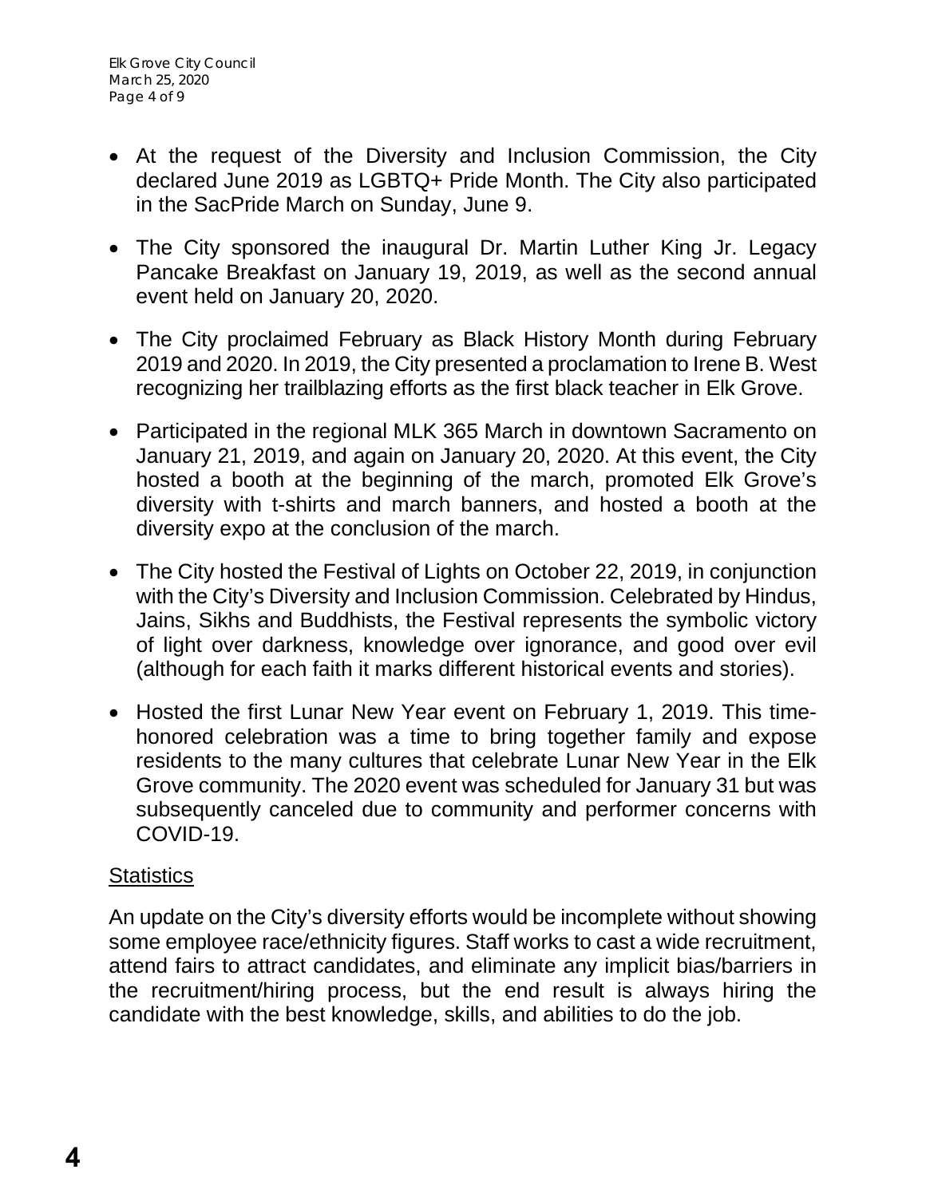- At the request of the Diversity and Inclusion Commission, the City declared June 2019 as LGBTQ+ Pride Month. The City also participated in the SacPride March on Sunday, June 9.
- The City sponsored the inaugural Dr. Martin Luther King Jr. Legacy Pancake Breakfast on January 19, 2019, as well as the second annual event held on January 20, 2020.
- The City proclaimed February as Black History Month during February 2019 and 2020. In 2019, the City presented a proclamation to Irene B. West recognizing her trailblazing efforts as the first black teacher in Elk Grove.
- Participated in the regional MLK 365 March in downtown Sacramento on January 21, 2019, and again on January 20, 2020. At this event, the City hosted a booth at the beginning of the march, promoted Elk Grove's diversity with t-shirts and march banners, and hosted a booth at the diversity expo at the conclusion of the march.
- The City hosted the Festival of Lights on October 22, 2019, in conjunction with the City's Diversity and Inclusion Commission. Celebrated by Hindus, Jains, Sikhs and Buddhists, the Festival represents the symbolic victory of light over darkness, knowledge over ignorance, and good over evil (although for each faith it marks different historical events and stories).
- Hosted the first Lunar New Year event on February 1, 2019. This time-honored celebration was a time to bring together family and expose residents to the many cultures that celebrate Lunar New Year in the Elk Grove community. The 2020 event was scheduled for January 31 but was subsequently canceled due to community and performer concerns with COVID-19.

Statistics

An update on the City's diversity efforts would be incomplete without showing some employee race/ethnicity figures. Staff works to cast a wide recruitment, attend fairs to attract candidates, and eliminate any implicit bias/barriers in the recruitment/hiring process, but the end result is always hiring the candidate with the best knowledge, skills, and abilities to do the job.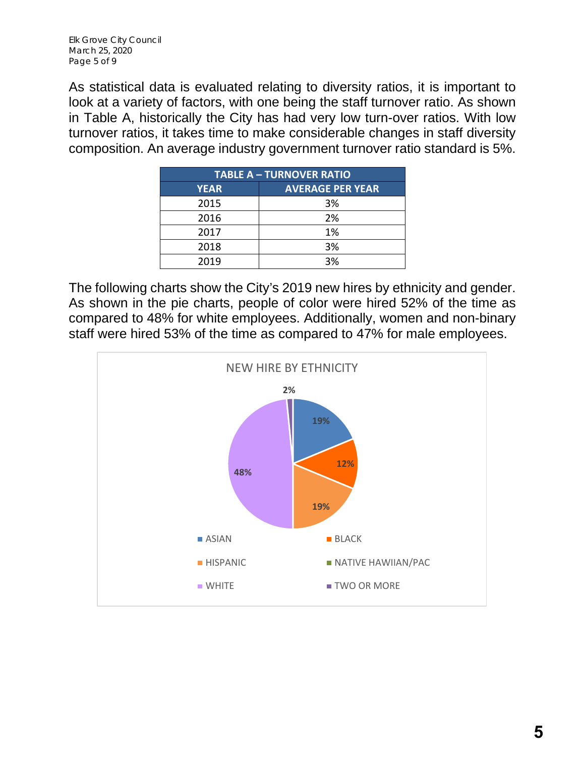As statistical data is evaluated relating to diversity ratios, it is important to look at a variety of factors, with one being the staff turnover ratio. As shown in Table A, historically the City has had very low turn-over ratios. With low turnover ratios, it takes time to make considerable changes in staff diversity composition. An average industry government turnover ratio standard is 5%.

| TABLE A – TURNOVER RATIO | |
|---|---|
| **YEAR** | **AVERAGE PER YEAR** |
| 2015 | 3% |
| 2016 | 2% |
| 2017 | 1% |
| 2018 | 3% |
| 2019 | 3% |

The following charts show the City's 2019 new hires by ethnicity and gender. As shown in the pie charts, people of color were hired 52% of the time as compared to 48% for white employees. Additionally, women and non-binary staff were hired 53% of the time as compared to 47% for male employees.

NEW HIRE BY ETHNICITY

| Ethnicity | Percentage |
|---|---|
| ASIAN | 19% |
| BLACK | 12% |
| HISPANIC | 19% |
| NATIVE HAWIIAN/PAC | |
| WHITE | 48% |
| TWO OR MORE | 2% |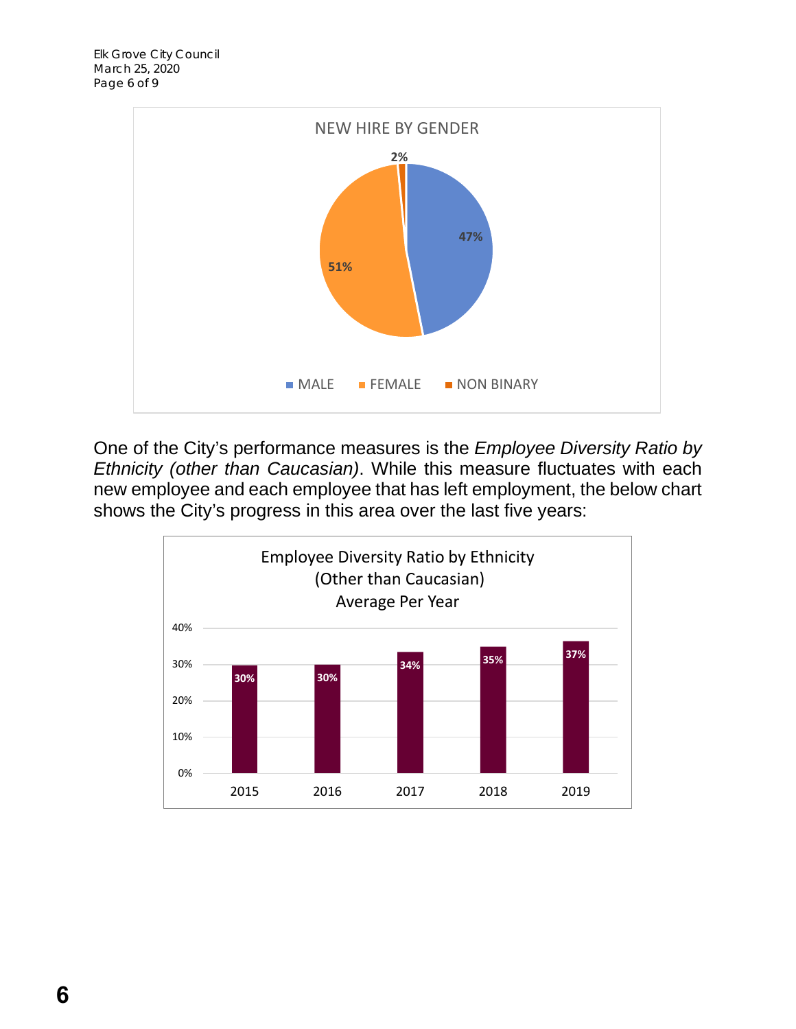**NEW HIRE BY GENDER**

| Gender | Percentage |
| --- | --- |
| MALE | 47% |
| FEMALE | 51% |
| NON BINARY | 2% |

One of the City's performance measures is the *Employee Diversity Ratio by Ethnicity (other than Caucasian)*. While this measure fluctuates with each new employee and each employee that has left employment, the below chart shows the City's progress in this area over the last five years:

**Employee Diversity Ratio by Ethnicity (Other than Caucasian) Average Per Year**

| Year | Ratio |
| --- | --- |
| 2015 | 30% |
| 2016 | 30% |
| 2017 | 34% |
| 2018 | 35% |
| 2019 | 37% |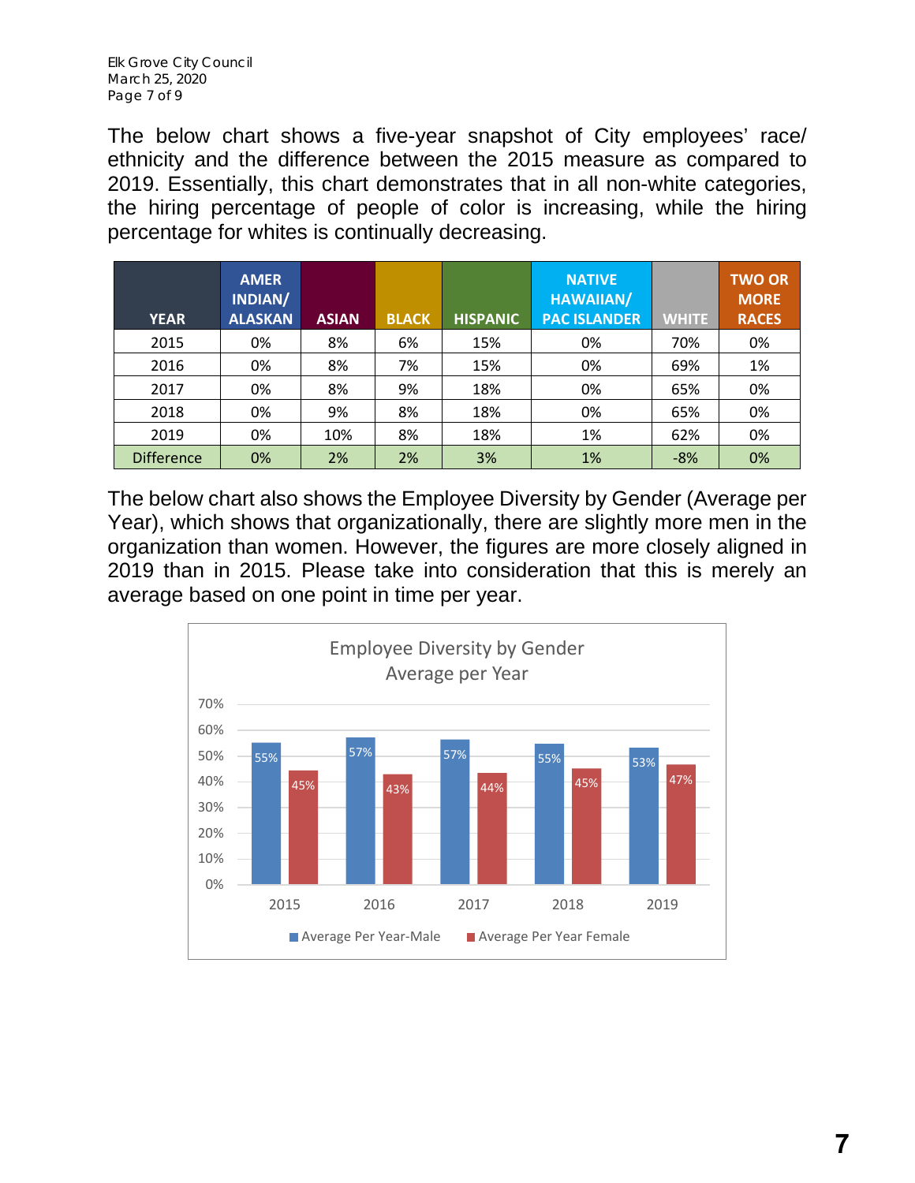The below chart shows a five-year snapshot of City employees' race/ ethnicity and the difference between the 2015 measure as compared to 2019. Essentially, this chart demonstrates that in all non-white categories, the hiring percentage of people of color is increasing, while the hiring percentage for whites is continually decreasing.

| YEAR | AMER INDIAN/ ALASKAN | ASIAN | BLACK | HISPANIC | NATIVE HAWAIIAN/ PAC ISLANDER | WHITE | TWO OR MORE RACES |
|---|---|---|---|---|---|---|---|
| 2015 | 0% | 8% | 6% | 15% | 0% | 70% | 0% |
| 2016 | 0% | 8% | 7% | 15% | 0% | 69% | 1% |
| 2017 | 0% | 8% | 9% | 18% | 0% | 65% | 0% |
| 2018 | 0% | 9% | 8% | 18% | 0% | 65% | 0% |
| 2019 | 0% | 10% | 8% | 18% | 1% | 62% | 0% |
| Difference | 0% | 2% | 2% | 3% | 1% | -8% | 0% |

The below chart also shows the Employee Diversity by Gender (Average per Year), which shows that organizationally, there are slightly more men in the organization than women. However, the figures are more closely aligned in 2019 than in 2015. Please take into consideration that this is merely an average based on one point in time per year.

**Employee Diversity by Gender Average per Year**

| Year | Average Per Year-Male | Average Per Year Female |
|---|---|---|
| 2015 | 55% | 45% |
| 2016 | 57% | 43% |
| 2017 | 57% | 44% |
| 2018 | 55% | 45% |
| 2019 | 53% | 47% |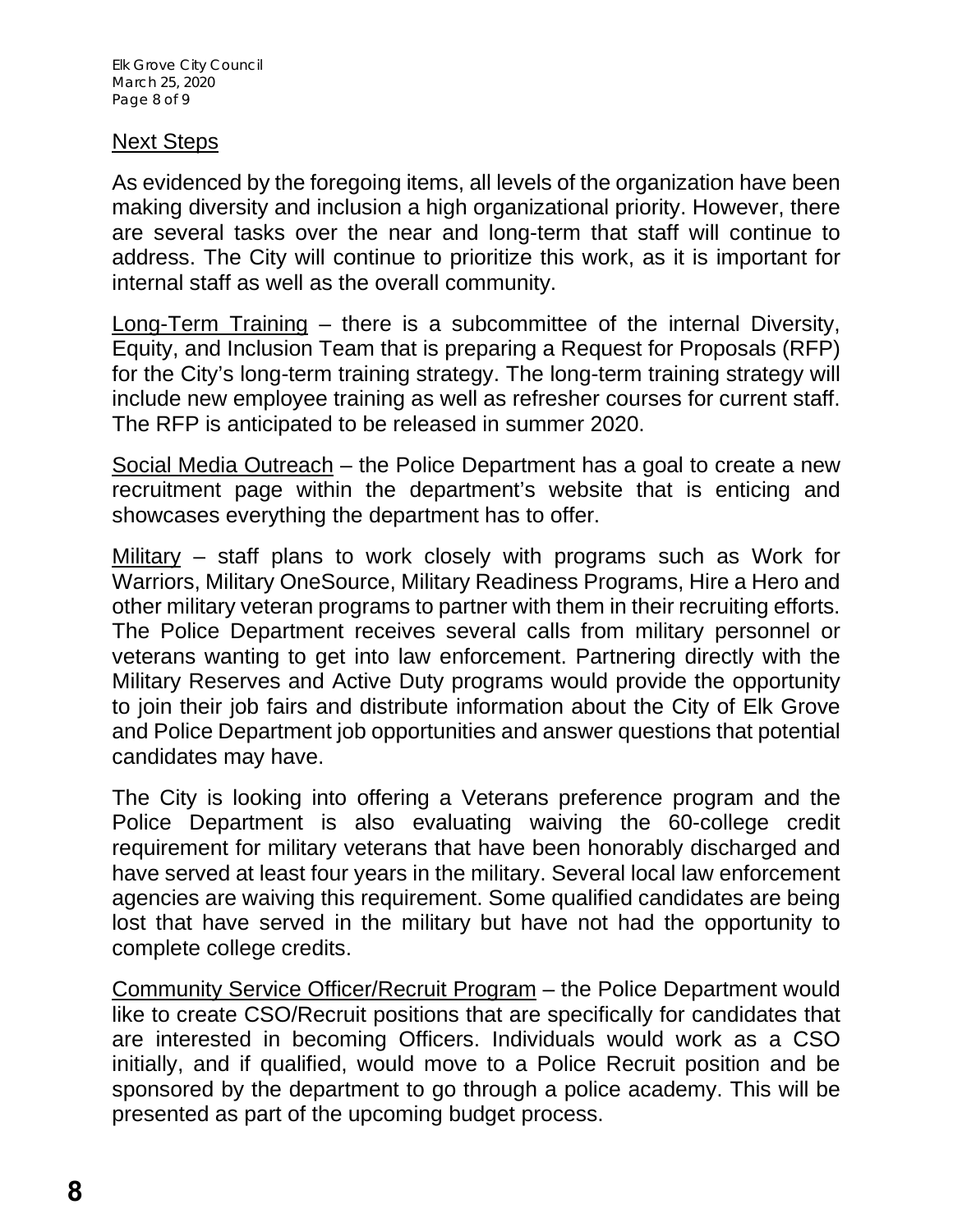## Next Steps

As evidenced by the foregoing items, all levels of the organization have been making diversity and inclusion a high organizational priority. However, there are several tasks over the near and long-term that staff will continue to address. The City will continue to prioritize this work, as it is important for internal staff as well as the overall community.

Long-Term Training – there is a subcommittee of the internal Diversity, Equity, and Inclusion Team that is preparing a Request for Proposals (RFP) for the City's long-term training strategy. The long-term training strategy will include new employee training as well as refresher courses for current staff. The RFP is anticipated to be released in summer 2020.

Social Media Outreach – the Police Department has a goal to create a new recruitment page within the department's website that is enticing and showcases everything the department has to offer.

Military – staff plans to work closely with programs such as Work for Warriors, Military OneSource, Military Readiness Programs, Hire a Hero and other military veteran programs to partner with them in their recruiting efforts. The Police Department receives several calls from military personnel or veterans wanting to get into law enforcement. Partnering directly with the Military Reserves and Active Duty programs would provide the opportunity to join their job fairs and distribute information about the City of Elk Grove and Police Department job opportunities and answer questions that potential candidates may have.

The City is looking into offering a Veterans preference program and the Police Department is also evaluating waiving the 60-college credit requirement for military veterans that have been honorably discharged and have served at least four years in the military. Several local law enforcement agencies are waiving this requirement. Some qualified candidates are being lost that have served in the military but have not had the opportunity to complete college credits.

Community Service Officer/Recruit Program – the Police Department would like to create CSO/Recruit positions that are specifically for candidates that are interested in becoming Officers. Individuals would work as a CSO initially, and if qualified, would move to a Police Recruit position and be sponsored by the department to go through a police academy. This will be presented as part of the upcoming budget process.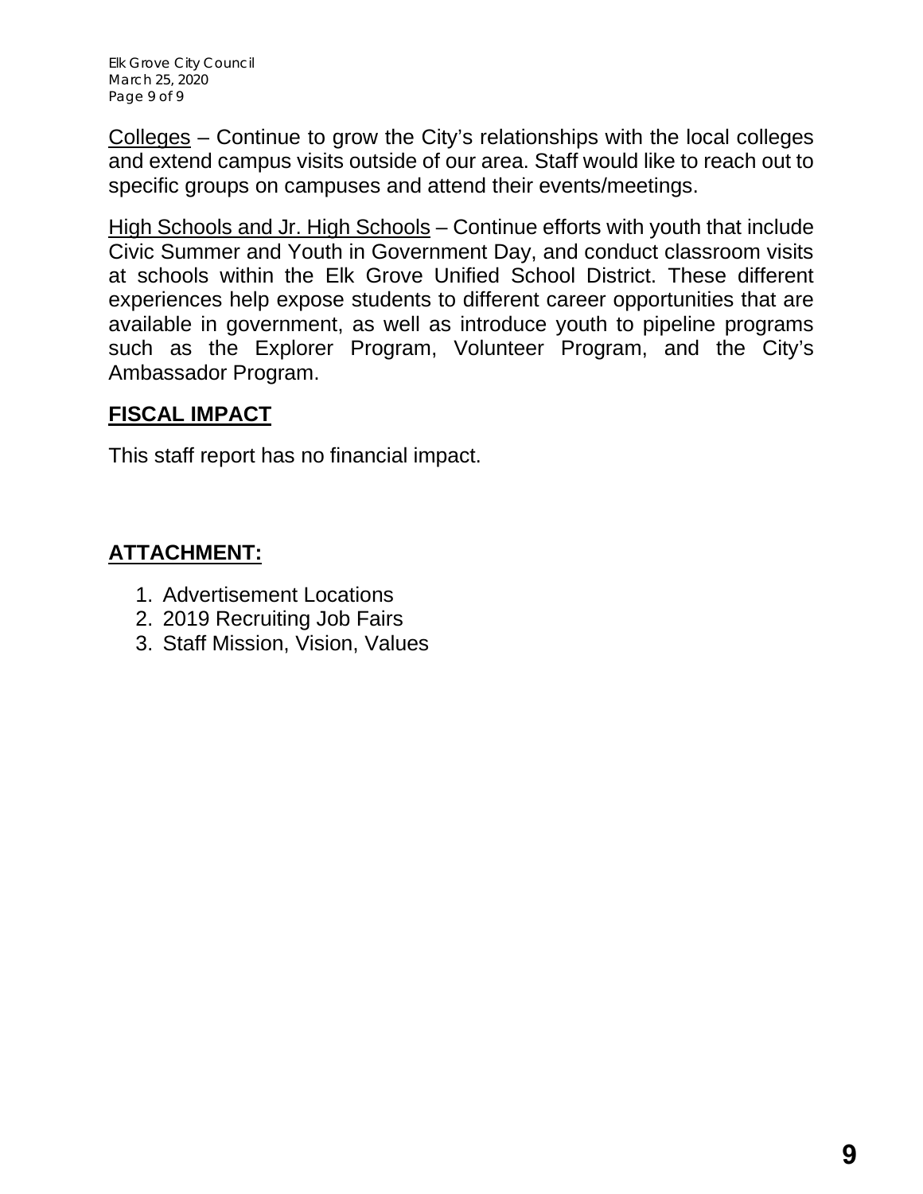Colleges – Continue to grow the City's relationships with the local colleges and extend campus visits outside of our area. Staff would like to reach out to specific groups on campuses and attend their events/meetings.

High Schools and Jr. High Schools – Continue efforts with youth that include Civic Summer and Youth in Government Day, and conduct classroom visits at schools within the Elk Grove Unified School District. These different experiences help expose students to different career opportunities that are available in government, as well as introduce youth to pipeline programs such as the Explorer Program, Volunteer Program, and the City's Ambassador Program.

## FISCAL IMPACT

This staff report has no financial impact.

## ATTACHMENT:

1. Advertisement Locations
2. 2019 Recruiting Job Fairs
3. Staff Mission, Vision, Values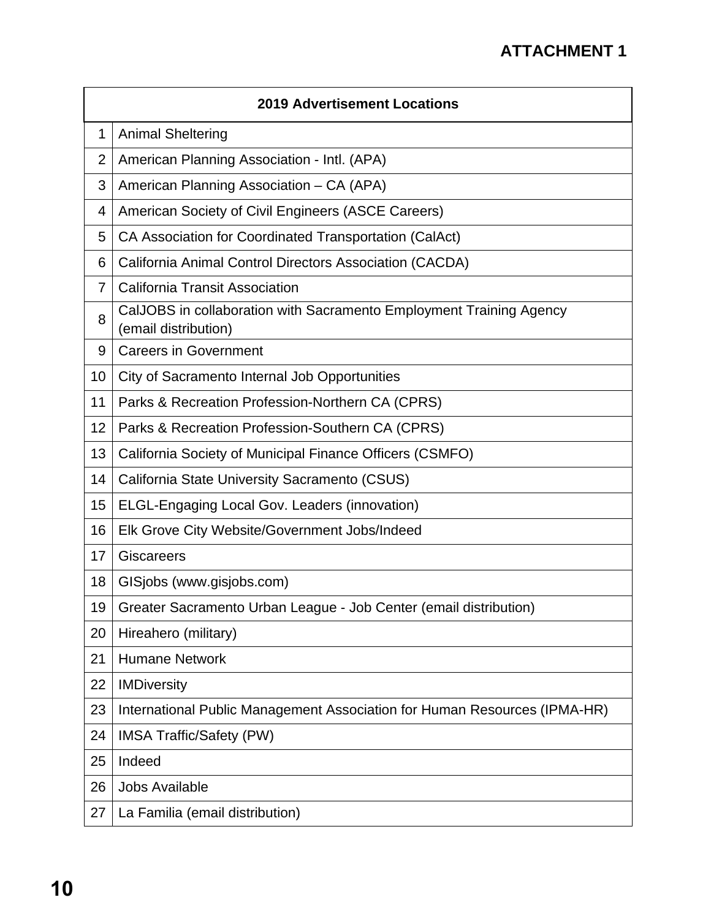**ATTACHMENT 1**

| | 2019 Advertisement Locations |
|---|---|
| 1 | Animal Sheltering |
| 2 | American Planning Association - Intl. (APA) |
| 3 | American Planning Association – CA (APA) |
| 4 | American Society of Civil Engineers (ASCE Careers) |
| 5 | CA Association for Coordinated Transportation (CalAct) |
| 6 | California Animal Control Directors Association (CACDA) |
| 7 | California Transit Association |
| 8 | CalJOBS in collaboration with Sacramento Employment Training Agency (email distribution) |
| 9 | Careers in Government |
| 10 | City of Sacramento Internal Job Opportunities |
| 11 | Parks & Recreation Profession-Northern CA (CPRS) |
| 12 | Parks & Recreation Profession-Southern CA (CPRS) |
| 13 | California Society of Municipal Finance Officers (CSMFO) |
| 14 | California State University Sacramento (CSUS) |
| 15 | ELGL-Engaging Local Gov. Leaders (innovation) |
| 16 | Elk Grove City Website/Government Jobs/Indeed |
| 17 | Giscareers |
| 18 | GISjobs (www.gisjobs.com) |
| 19 | Greater Sacramento Urban League - Job Center (email distribution) |
| 20 | Hireahero (military) |
| 21 | Humane Network |
| 22 | IMDiversity |
| 23 | International Public Management Association for Human Resources (IPMA-HR) |
| 24 | IMSA Traffic/Safety (PW) |
| 25 | Indeed |
| 26 | Jobs Available |
| 27 | La Familia (email distribution) |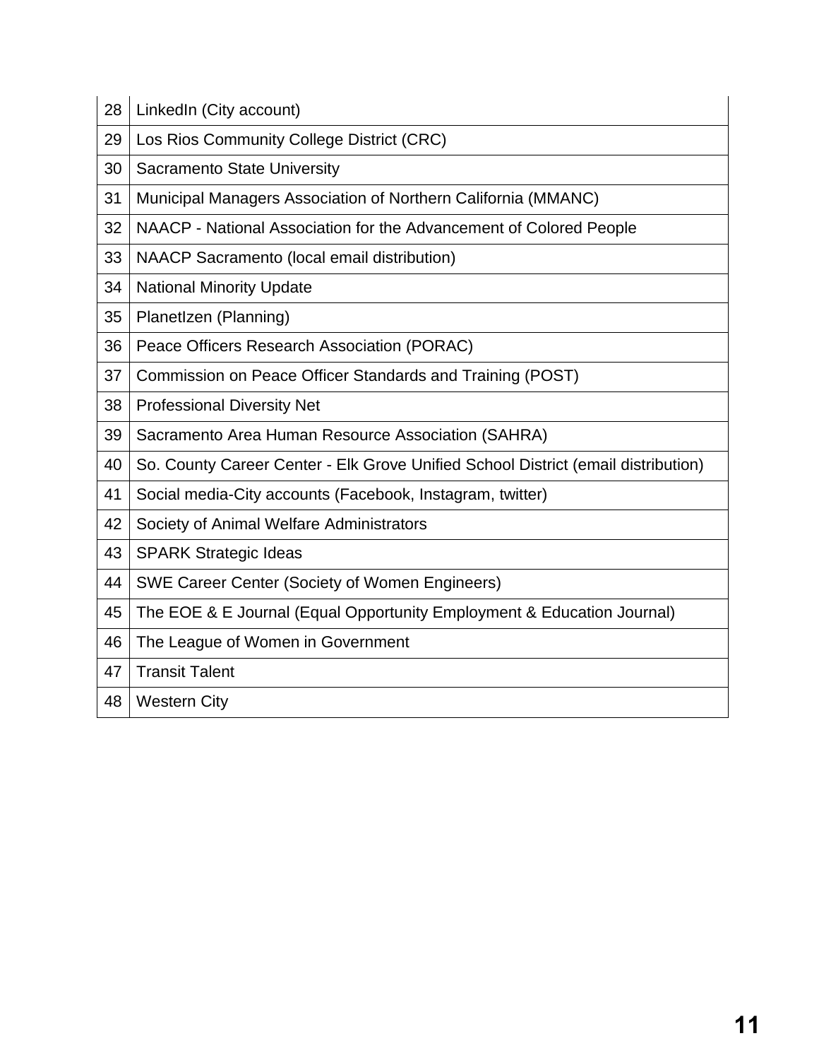| | |
|---|---|
| 28 | LinkedIn (City account) |
| 29 | Los Rios Community College District (CRC) |
| 30 | Sacramento State University |
| 31 | Municipal Managers Association of Northern California (MMANC) |
| 32 | NAACP - National Association for the Advancement of Colored People |
| 33 | NAACP Sacramento (local email distribution) |
| 34 | National Minority Update |
| 35 | PlanetIzen (Planning) |
| 36 | Peace Officers Research Association (PORAC) |
| 37 | Commission on Peace Officer Standards and Training (POST) |
| 38 | Professional Diversity Net |
| 39 | Sacramento Area Human Resource Association (SAHRA) |
| 40 | So. County Career Center - Elk Grove Unified School District (email distribution) |
| 41 | Social media-City accounts (Facebook, Instagram, twitter) |
| 42 | Society of Animal Welfare Administrators |
| 43 | SPARK Strategic Ideas |
| 44 | SWE Career Center (Society of Women Engineers) |
| 45 | The EOE & E Journal (Equal Opportunity Employment & Education Journal) |
| 46 | The League of Women in Government |
| 47 | Transit Talent |
| 48 | Western City |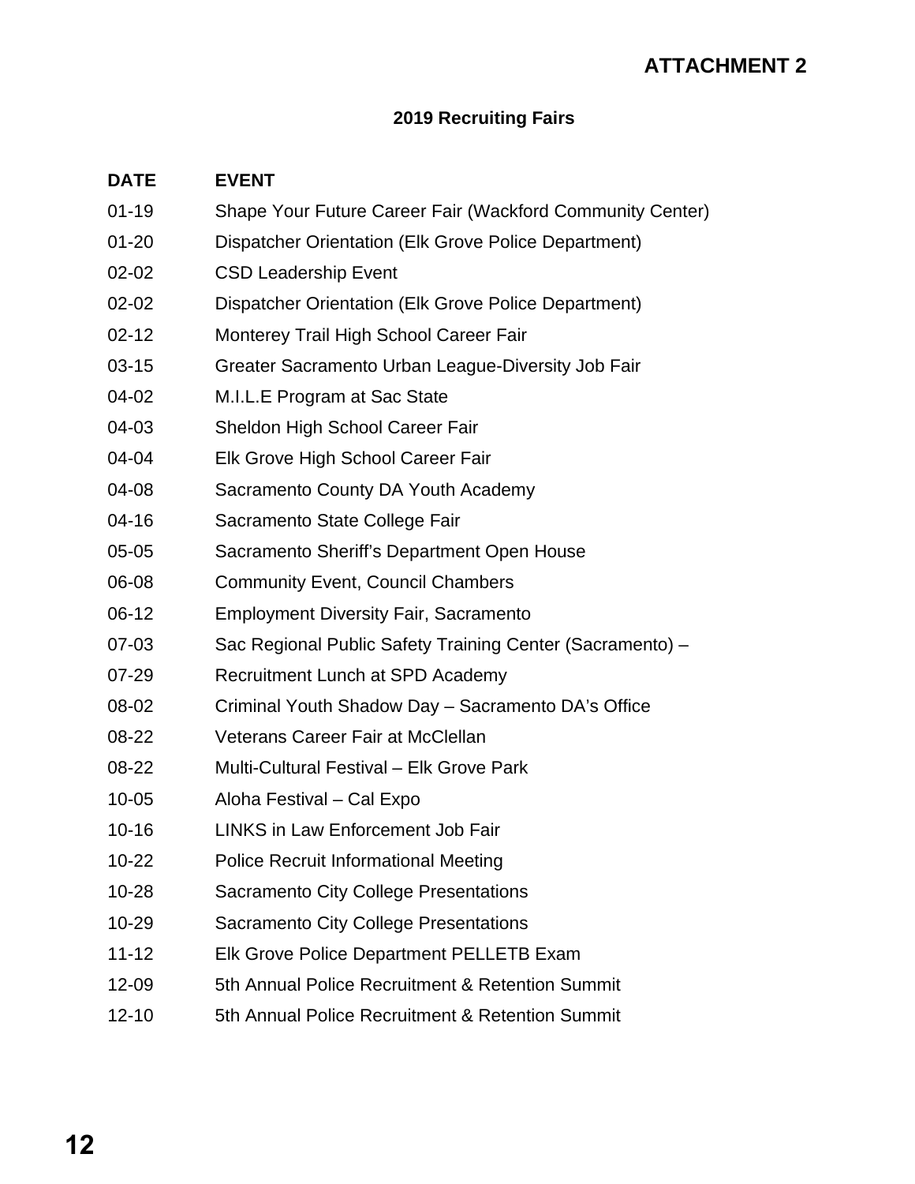**ATTACHMENT 2**

**2019 Recruiting Fairs**

| DATE | EVENT |
|---|---|
| 01-19 | Shape Your Future Career Fair (Wackford Community Center) |
| 01-20 | Dispatcher Orientation (Elk Grove Police Department) |
| 02-02 | CSD Leadership Event |
| 02-02 | Dispatcher Orientation (Elk Grove Police Department) |
| 02-12 | Monterey Trail High School Career Fair |
| 03-15 | Greater Sacramento Urban League-Diversity Job Fair |
| 04-02 | M.I.L.E Program at Sac State |
| 04-03 | Sheldon High School Career Fair |
| 04-04 | Elk Grove High School Career Fair |
| 04-08 | Sacramento County DA Youth Academy |
| 04-16 | Sacramento State College Fair |
| 05-05 | Sacramento Sheriff's Department Open House |
| 06-08 | Community Event, Council Chambers |
| 06-12 | Employment Diversity Fair, Sacramento |
| 07-03 | Sac Regional Public Safety Training Center (Sacramento) – |
| 07-29 | Recruitment Lunch at SPD Academy |
| 08-02 | Criminal Youth Shadow Day – Sacramento DA's Office |
| 08-22 | Veterans Career Fair at McClellan |
| 08-22 | Multi-Cultural Festival – Elk Grove Park |
| 10-05 | Aloha Festival – Cal Expo |
| 10-16 | LINKS in Law Enforcement Job Fair |
| 10-22 | Police Recruit Informational Meeting |
| 10-28 | Sacramento City College Presentations |
| 10-29 | Sacramento City College Presentations |
| 11-12 | Elk Grove Police Department PELLETB Exam |
| 12-09 | 5th Annual Police Recruitment & Retention Summit |
| 12-10 | 5th Annual Police Recruitment & Retention Summit |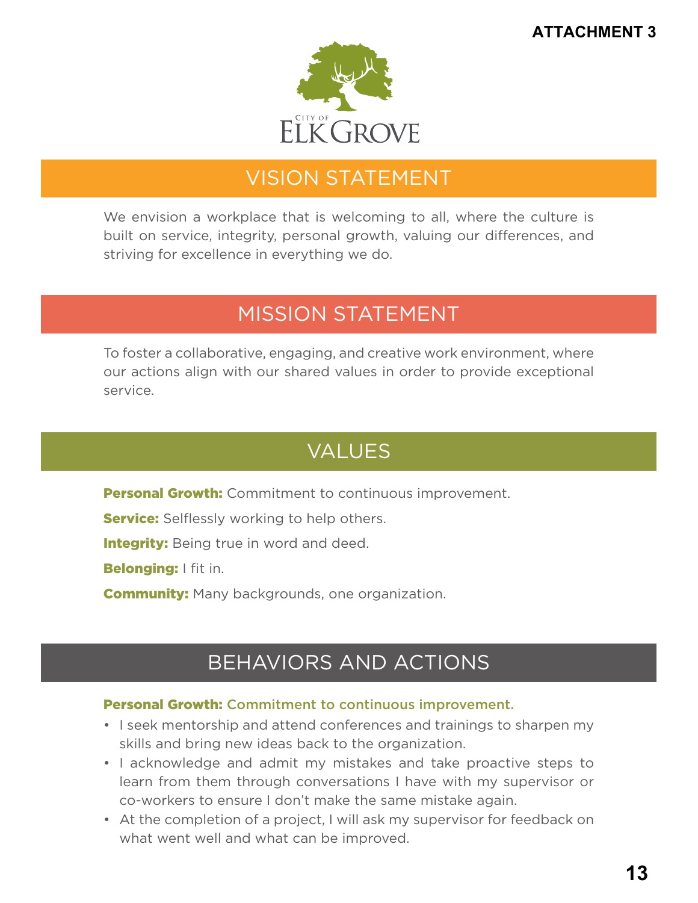ATTACHMENT 3

CITY OF ELK GROVE

## VISION STATEMENT

We envision a workplace that is welcoming to all, where the culture is built on service, integrity, personal growth, valuing our differences, and striving for excellence in everything we do.

## MISSION STATEMENT

To foster a collaborative, engaging, and creative work environment, where our actions align with our shared values in order to provide exceptional service.

## VALUES

**Personal Growth:** Commitment to continuous improvement.

**Service:** Selflessly working to help others.

**Integrity:** Being true in word and deed.

**Belonging:** I fit in.

**Community:** Many backgrounds, one organization.

## BEHAVIORS AND ACTIONS

**Personal Growth: Commitment to continuous improvement.**

- I seek mentorship and attend conferences and trainings to sharpen my skills and bring new ideas back to the organization.
- I acknowledge and admit my mistakes and take proactive steps to learn from them through conversations I have with my supervisor or co-workers to ensure I don't make the same mistake again.
- At the completion of a project, I will ask my supervisor for feedback on what went well and what can be improved.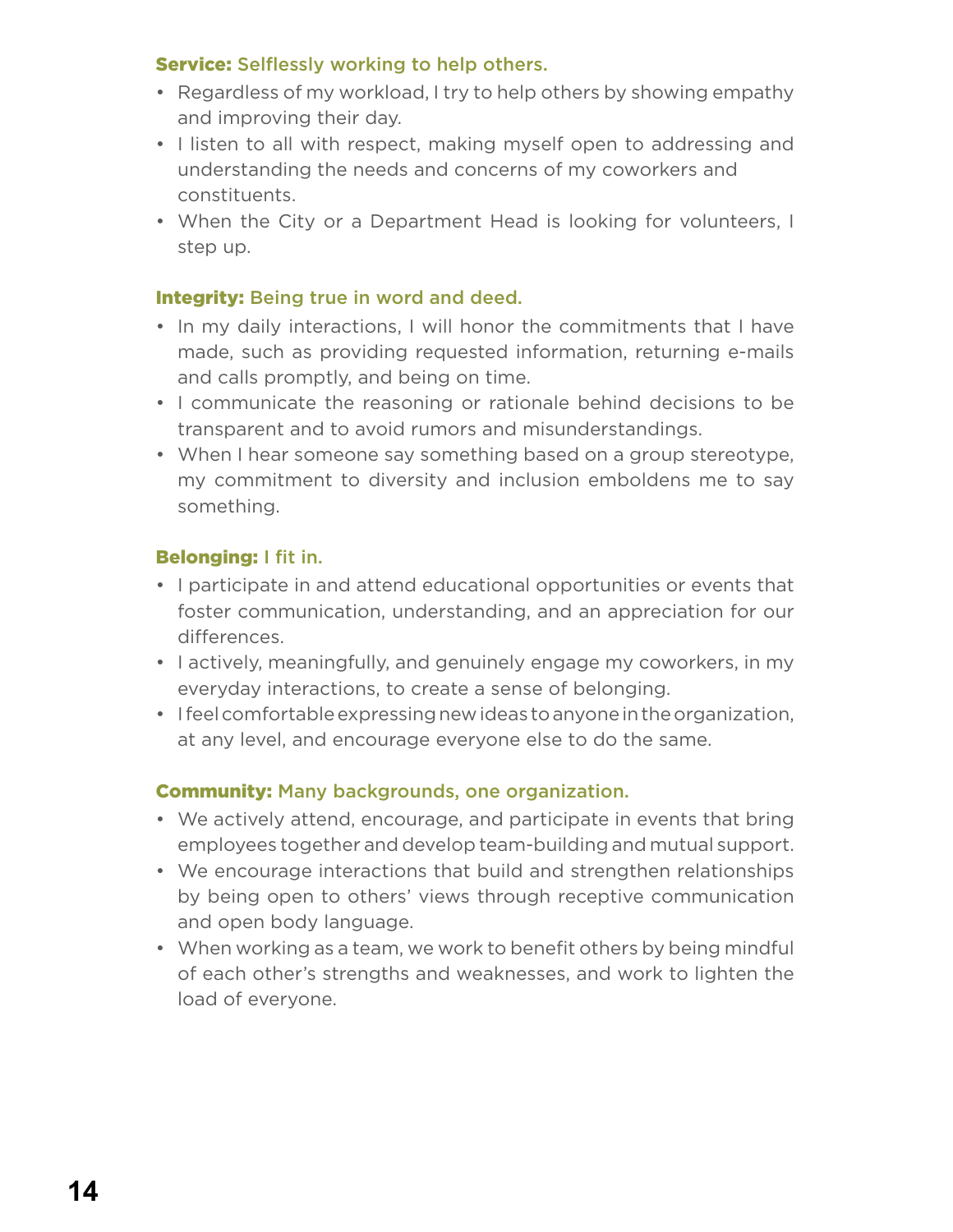**Service:** Selflessly working to help others.

- Regardless of my workload, I try to help others by showing empathy and improving their day.
- I listen to all with respect, making myself open to addressing and understanding the needs and concerns of my coworkers and constituents.
- When the City or a Department Head is looking for volunteers, I step up.

**Integrity:** Being true in word and deed.

- In my daily interactions, I will honor the commitments that I have made, such as providing requested information, returning e-mails and calls promptly, and being on time.
- I communicate the reasoning or rationale behind decisions to be transparent and to avoid rumors and misunderstandings.
- When I hear someone say something based on a group stereotype, my commitment to diversity and inclusion emboldens me to say something.

**Belonging:** I fit in.

- I participate in and attend educational opportunities or events that foster communication, understanding, and an appreciation for our differences.
- I actively, meaningfully, and genuinely engage my coworkers, in my everyday interactions, to create a sense of belonging.
- I feel comfortable expressing new ideas to anyone in the organization, at any level, and encourage everyone else to do the same.

**Community:** Many backgrounds, one organization.

- We actively attend, encourage, and participate in events that bring employees together and develop team-building and mutual support.
- We encourage interactions that build and strengthen relationships by being open to others' views through receptive communication and open body language.
- When working as a team, we work to benefit others by being mindful of each other's strengths and weaknesses, and work to lighten the load of everyone.